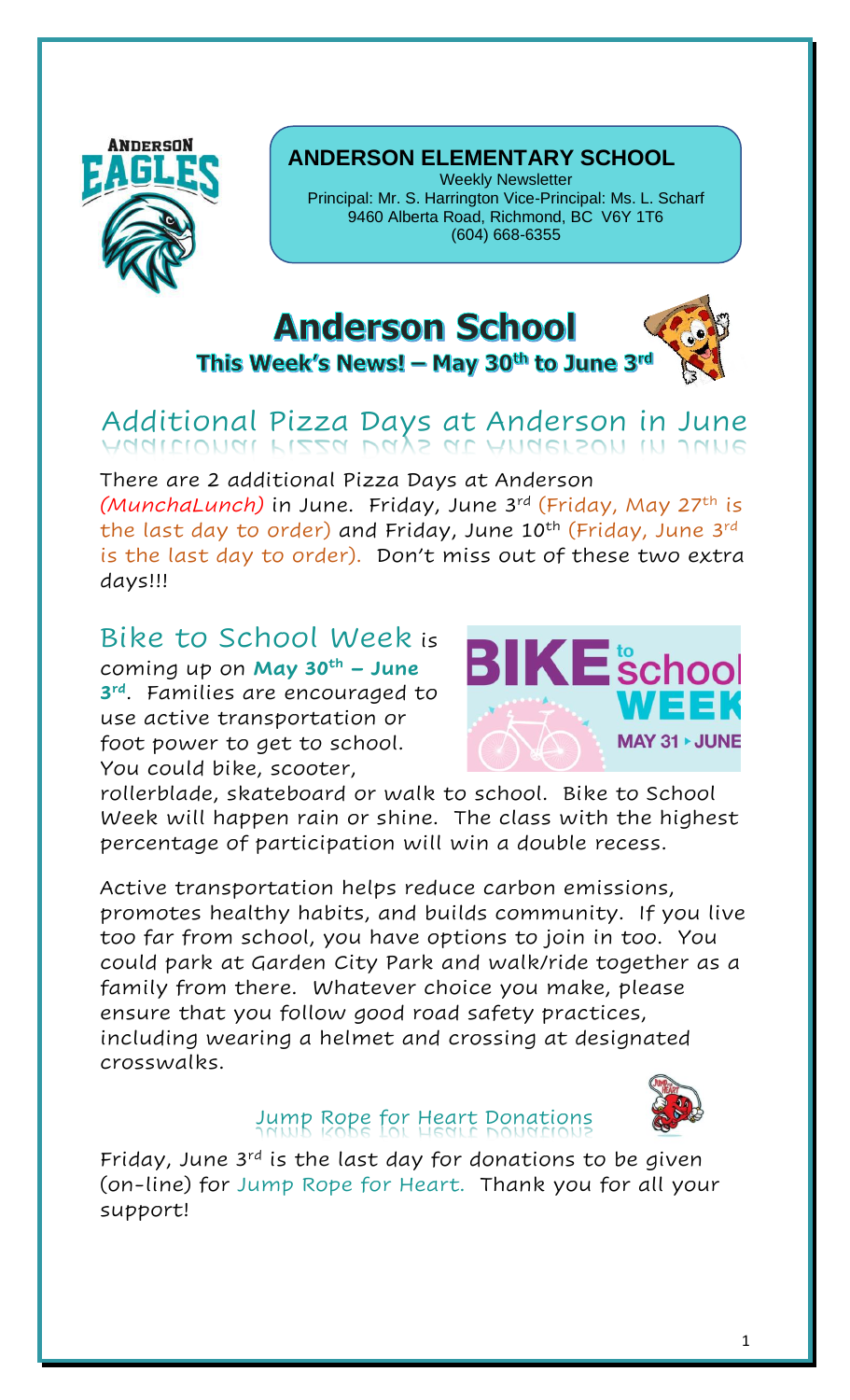**ANDERSON ELEMENTARY SCHOOL**

Weekly Newsletter

Principal: Mr. S. Harrington Vice-Principal: Ms. L. Scharf

9460 Alberta Road, Richmond, BC V6Y 1T6

(604) 668-6355

# Anderson School

## This Week's News! – May 30th to June 3rd

## Additional Pizza Days at Anderson in June

There are 2 additional Pizza Days at Anderson *(MunchaLunch)* in June. Friday, June 3rd (Friday, May 27th is the last day to order) and Friday, June 10th (Friday, June 3rd is the last day to order). Don't miss out of these two extra days!!!

## Bike to School Week

Bike to School Week is coming up on **May 30th – June 3rd**. Families are encouraged to use active transportation or foot power to get to school. You could bike, scooter, rollerblade, skateboard or walk to school. Bike to School Week will happen rain or shine. The class with the highest percentage of participation will win a double recess.

Active transportation helps reduce carbon emissions, promotes healthy habits, and builds community. If you live too far from school, you have options to join in too. You could park at Garden City Park and walk/ride together as a family from there. Whatever choice you make, please ensure that you follow good road safety practices, including wearing a helmet and crossing at designated crosswalks.

## Jump Rope for Heart Donations

Friday, June 3rd is the last day for donations to be given (on-line) for Jump Rope for Heart. Thank you for all your support!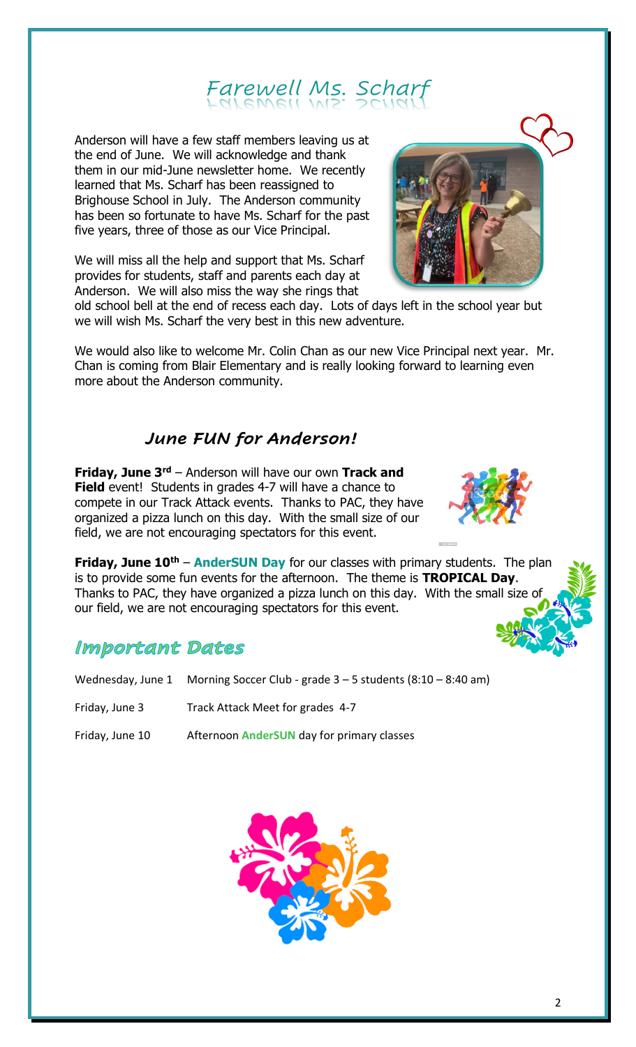# Farewell Ms. Scharf

Anderson will have a few staff members leaving us at the end of June. We will acknowledge and thank them in our mid-June newsletter home. We recently learned that Ms. Scharf has been reassigned to Brighouse School in July. The Anderson community has been so fortunate to have Ms. Scharf for the past five years, three of those as our Vice Principal.

We will miss all the help and support that Ms. Scharf provides for students, staff and parents each day at Anderson. We will also miss the way she rings that old school bell at the end of recess each day. Lots of days left in the school year but we will wish Ms. Scharf the very best in this new adventure.

We would also like to welcome Mr. Colin Chan as our new Vice Principal next year. Mr. Chan is coming from Blair Elementary and is really looking forward to learning even more about the Anderson community.

## *June FUN for Anderson!*

**Friday, June 3rd** – Anderson will have our own **Track and Field** event! Students in grades 4-7 will have a chance to compete in our Track Attack events. Thanks to PAC, they have organized a pizza lunch on this day. With the small size of our field, we are not encouraging spectators for this event.

**Friday, June 10th** – **AnderSUN Day** for our classes with primary students. The plan is to provide some fun events for the afternoon. The theme is **TROPICAL Day**. Thanks to PAC, they have organized a pizza lunch on this day. With the small size of our field, we are not encouraging spectators for this event.

## Important Dates

| | |
|---|---|
| Wednesday, June 1 | Morning Soccer Club - grade 3 – 5 students (8:10 – 8:40 am) |
| Friday, June 3 | Track Attack Meet for grades 4-7 |
| Friday, June 10 | Afternoon **AnderSUN** day for primary classes |